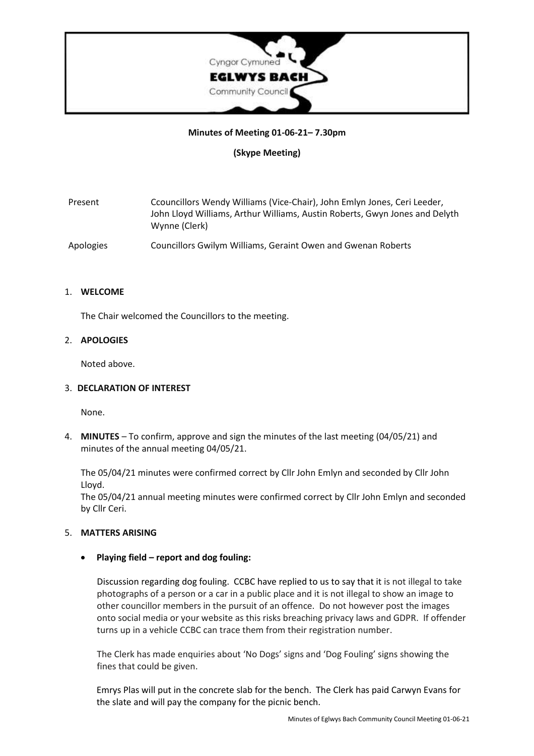Cyngor Cymuned
**EGLWYS BACH**
Community Council

**Minutes of Meeting 01-06-21– 7.30pm**

**(Skype Meeting)**

| | |
|---|---|
| Present | Ccouncillors Wendy Williams (Vice-Chair), John Emlyn Jones, Ceri Leeder, John Lloyd Williams, Arthur Williams, Austin Roberts, Gwyn Jones and Delyth Wynne (Clerk) |
| Apologies | Councillors Gwilym Williams, Geraint Owen and Gwenan Roberts |

1. **WELCOME**

   The Chair welcomed the Councillors to the meeting.

2. **APOLOGIES**

   Noted above.

3. **DECLARATION OF INTEREST**

   None.

4. **MINUTES** – To confirm, approve and sign the minutes of the last meeting (04/05/21) and minutes of the annual meeting 04/05/21.

   The 05/04/21 minutes were confirmed correct by Cllr John Emlyn and seconded by Cllr John Lloyd.
   The 05/04/21 annual meeting minutes were confirmed correct by Cllr John Emlyn and seconded by Cllr Ceri.

5. **MATTERS ARISING**

   - **Playing field – report and dog fouling:**

     Discussion regarding dog fouling. CCBC have replied to us to say that it is not illegal to take photographs of a person or a car in a public place and it is not illegal to show an image to other councillor members in the pursuit of an offence. Do not however post the images onto social media or your website as this risks breaching privacy laws and GDPR. If offender turns up in a vehicle CCBC can trace them from their registration number.

     The Clerk has made enquiries about 'No Dogs' signs and 'Dog Fouling' signs showing the fines that could be given.

     Emrys Plas will put in the concrete slab for the bench. The Clerk has paid Carwyn Evans for the slate and will pay the company for the picnic bench.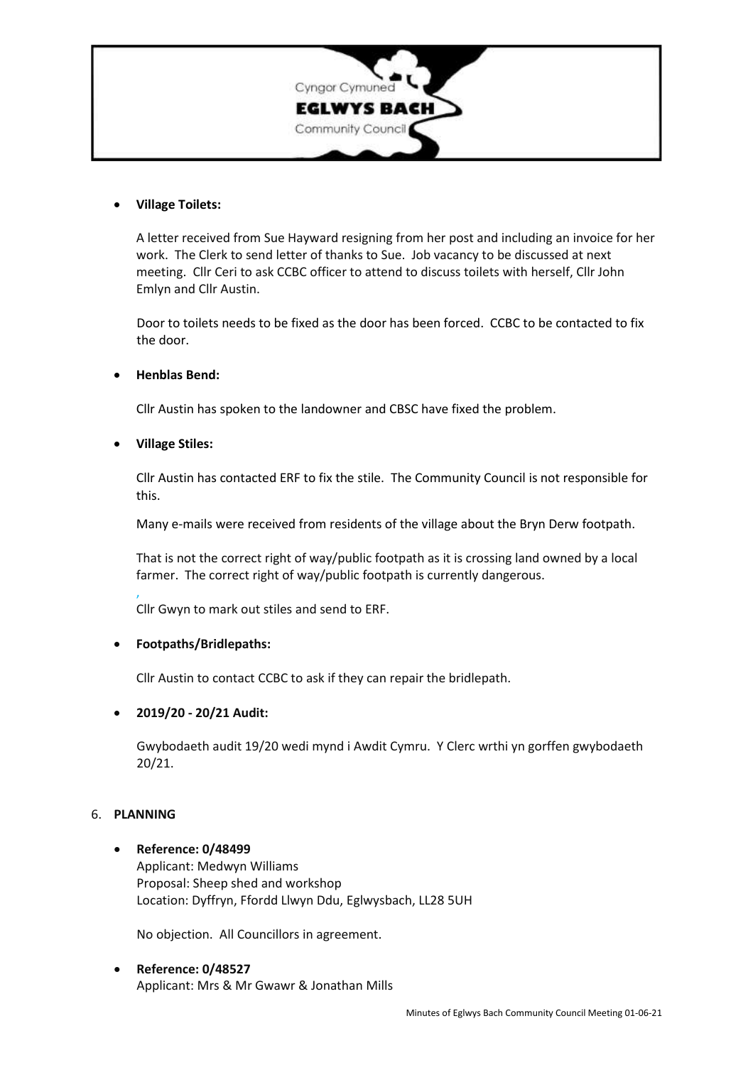- **Village Toilets:**

  A letter received from Sue Hayward resigning from her post and including an invoice for her work. The Clerk to send letter of thanks to Sue. Job vacancy to be discussed at next meeting. Cllr Ceri to ask CCBC officer to attend to discuss toilets with herself, Cllr John Emlyn and Cllr Austin.

  Door to toilets needs to be fixed as the door has been forced. CCBC to be contacted to fix the door.

- **Henblas Bend:**

  Cllr Austin has spoken to the landowner and CBSC have fixed the problem.

- **Village Stiles:**

  Cllr Austin has contacted ERF to fix the stile. The Community Council is not responsible for this.

  Many e-mails were received from residents of the village about the Bryn Derw footpath.

  That is not the correct right of way/public footpath as it is crossing land owned by a local farmer. The correct right of way/public footpath is currently dangerous.

  Cllr Gwyn to mark out stiles and send to ERF.

- **Footpaths/Bridlepaths:**

  Cllr Austin to contact CCBC to ask if they can repair the bridlepath.

- **2019/20 - 20/21 Audit:**

  Gwybodaeth audit 19/20 wedi mynd i Awdit Cymru. Y Clerc wrthi yn gorffen gwybodaeth 20/21.

6. **PLANNING**

- **Reference: 0/48499**
  Applicant: Medwyn Williams
  Proposal: Sheep shed and workshop
  Location: Dyffryn, Ffordd Llwyn Ddu, Eglwysbach, LL28 5UH

  No objection. All Councillors in agreement.

- **Reference: 0/48527**
  Applicant: Mrs & Mr Gwawr & Jonathan Mills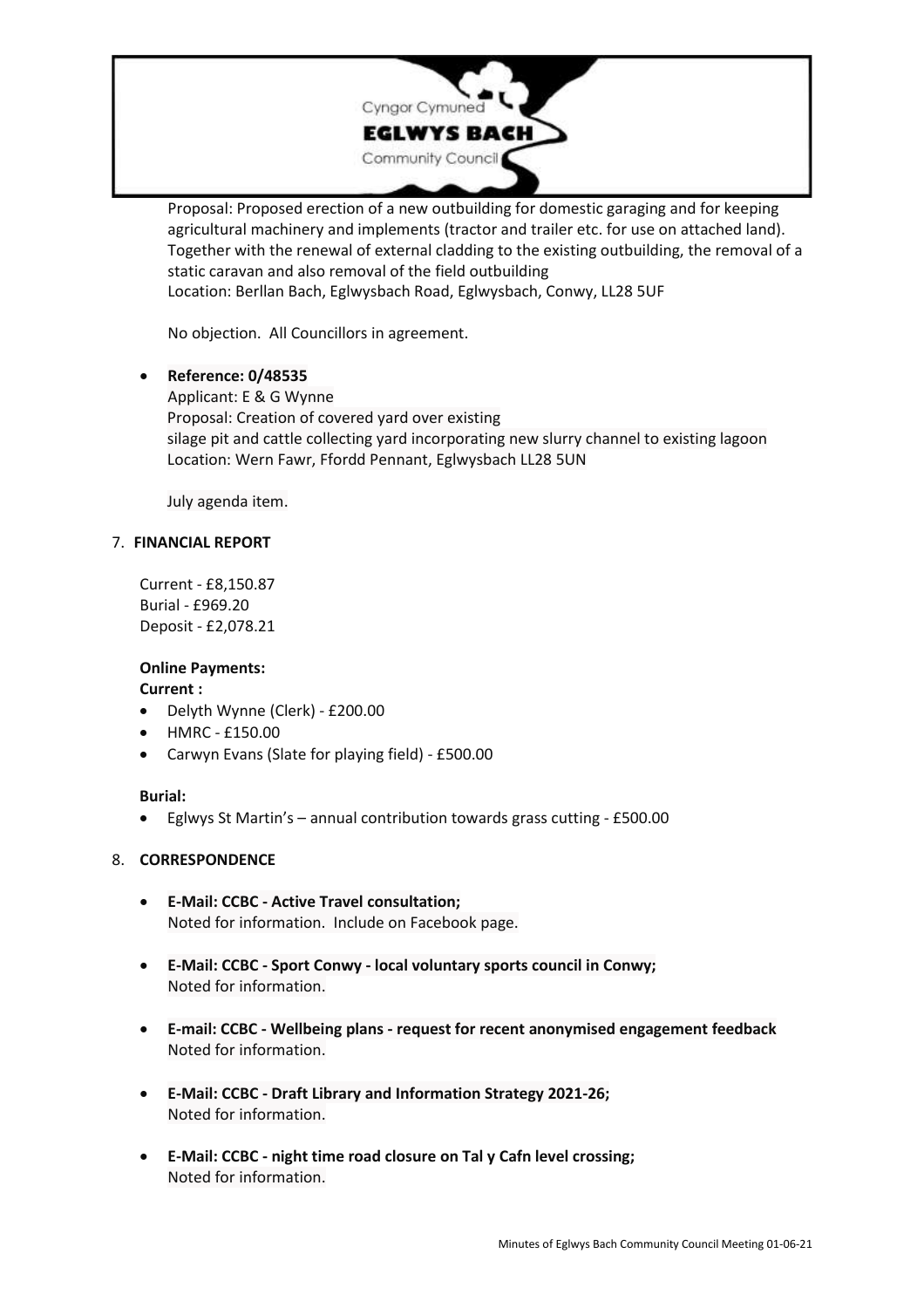Proposal: Proposed erection of a new outbuilding for domestic garaging and for keeping agricultural machinery and implements (tractor and trailer etc. for use on attached land). Together with the renewal of external cladding to the existing outbuilding, the removal of a static caravan and also removal of the field outbuilding
Location: Berllan Bach, Eglwysbach Road, Eglwysbach, Conwy, LL28 5UF

No objection. All Councillors in agreement.

- **Reference: 0/48535**
  Applicant: E & G Wynne
  Proposal: Creation of covered yard over existing silage pit and cattle collecting yard incorporating new slurry channel to existing lagoon
  Location: Wern Fawr, Ffordd Pennant, Eglwysbach LL28 5UN

  July agenda item.

7. **FINANCIAL REPORT**

Current - £8,150.87
Burial - £969.20
Deposit - £2,078.21

**Online Payments:**
**Current :**
- Delyth Wynne (Clerk) - £200.00
- HMRC - £150.00
- Carwyn Evans (Slate for playing field) - £500.00

**Burial:**
- Eglwys St Martin's – annual contribution towards grass cutting - £500.00

8. **CORRESPONDENCE**

- **E-Mail: CCBC - Active Travel consultation;**
  Noted for information. Include on Facebook page.
- **E-Mail: CCBC - Sport Conwy - local voluntary sports council in Conwy;**
  Noted for information.
- **E-mail: CCBC - Wellbeing plans - request for recent anonymised engagement feedback**
  Noted for information.
- **E-Mail: CCBC - Draft Library and Information Strategy 2021-26;**
  Noted for information.
- **E-Mail: CCBC - night time road closure on Tal y Cafn level crossing;**
  Noted for information.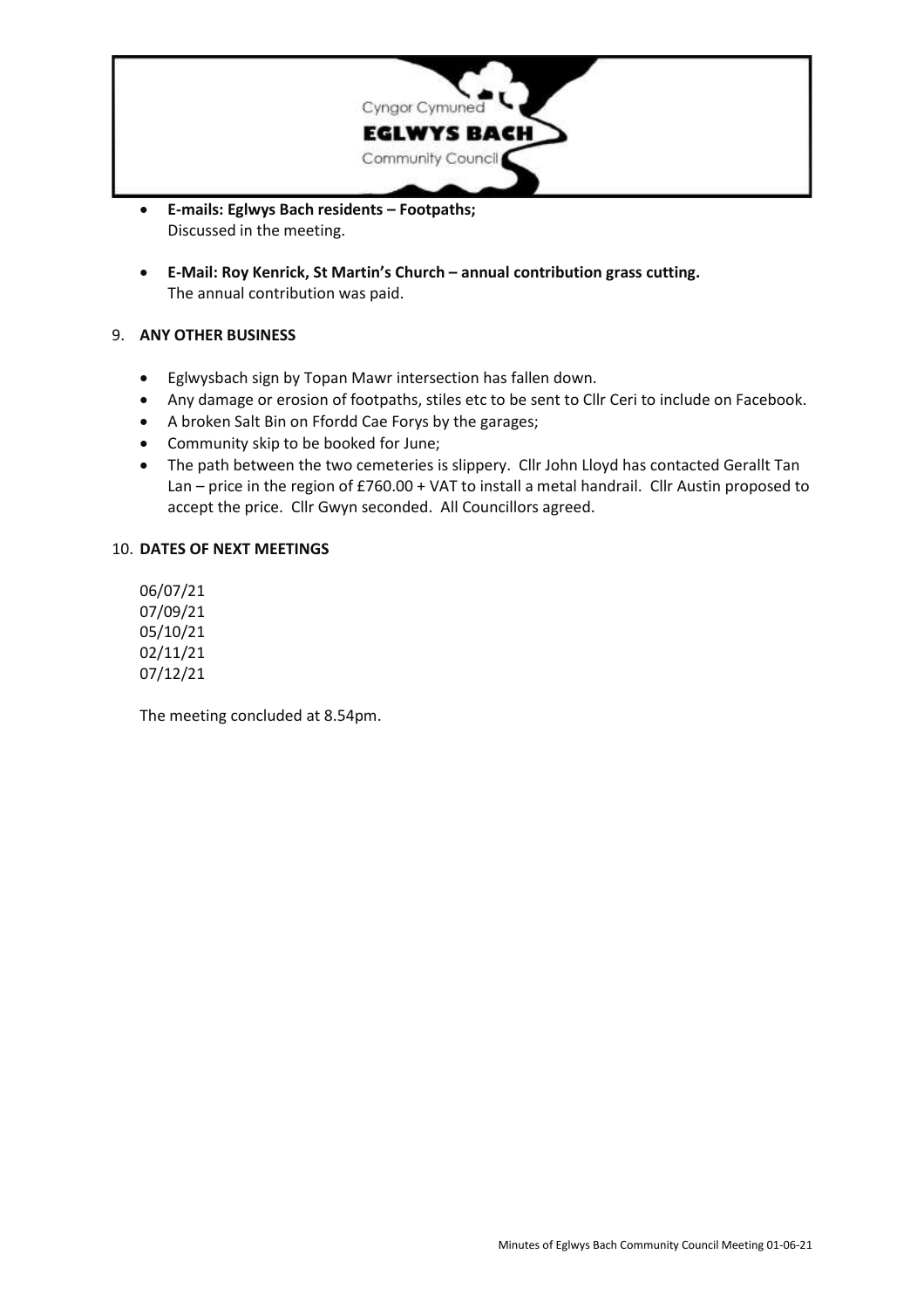- **E-mails: Eglwys Bach residents – Footpaths;**
  Discussed in the meeting.

- **E-Mail: Roy Kenrick, St Martin's Church – annual contribution grass cutting.**
  The annual contribution was paid.

9. **ANY OTHER BUSINESS**

- Eglwysbach sign by Topan Mawr intersection has fallen down.
- Any damage or erosion of footpaths, stiles etc to be sent to Cllr Ceri to include on Facebook.
- A broken Salt Bin on Ffordd Cae Forys by the garages;
- Community skip to be booked for June;
- The path between the two cemeteries is slippery. Cllr John Lloyd has contacted Gerallt Tan Lan – price in the region of £760.00 + VAT to install a metal handrail. Cllr Austin proposed to accept the price. Cllr Gwyn seconded. All Councillors agreed.

10. **DATES OF NEXT MEETINGS**

06/07/21
07/09/21
05/10/21
02/11/21
07/12/21

The meeting concluded at 8.54pm.